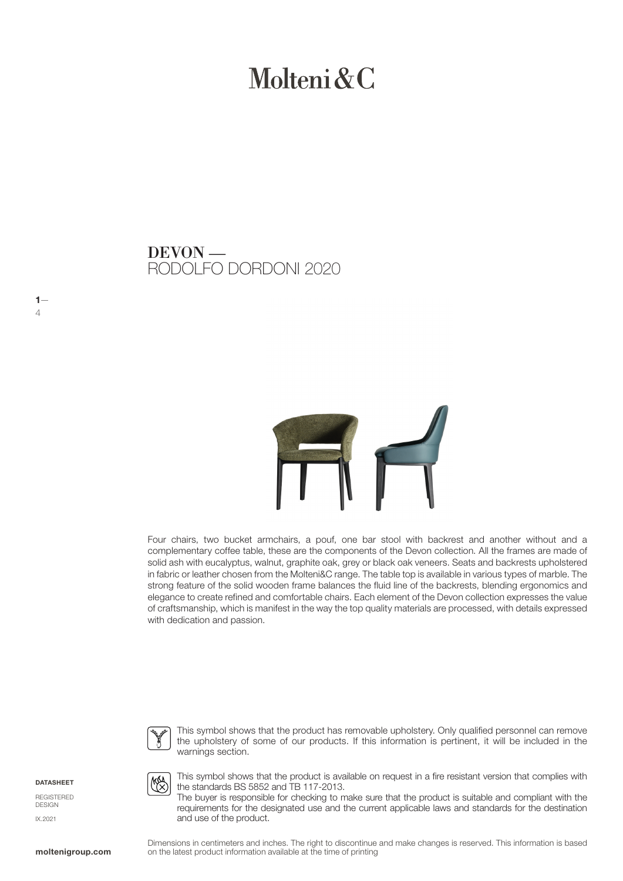# Molteni&C

## DEVON —
RODOLFO DORDONI 2020

Four chairs, two bucket armchairs, a pouf, one bar stool with backrest and another without and a complementary coffee table, these are the components of the Devon collection. All the frames are made of solid ash with eucalyptus, walnut, graphite oak, grey or black oak veneers. Seats and backrests upholstered in fabric or leather chosen from the Molteni&C range. The table top is available in various types of marble. The strong feature of the solid wooden frame balances the fluid line of the backrests, blending ergonomics and elegance to create refined and comfortable chairs. Each element of the Devon collection expresses the value of craftsmanship, which is manifest in the way the top quality materials are processed, with details expressed with dedication and passion.

This symbol shows that the product has removable upholstery. Only qualified personnel can remove the upholstery of some of our products. If this information is pertinent, it will be included in the warnings section.

This symbol shows that the product is available on request in a fire resistant version that complies with the standards BS 5852 and TB 117-2013.
The buyer is responsible for checking to make sure that the product is suitable and compliant with the requirements for the designated use and the current applicable laws and standards for the destination and use of the product.

**DATASHEET**

REGISTERED DESIGN

IX.2021

Dimensions in centimeters and inches. The right to discontinue and make changes is reserved. This information is based on the latest product information available at the time of printing

**moltenigroup.com**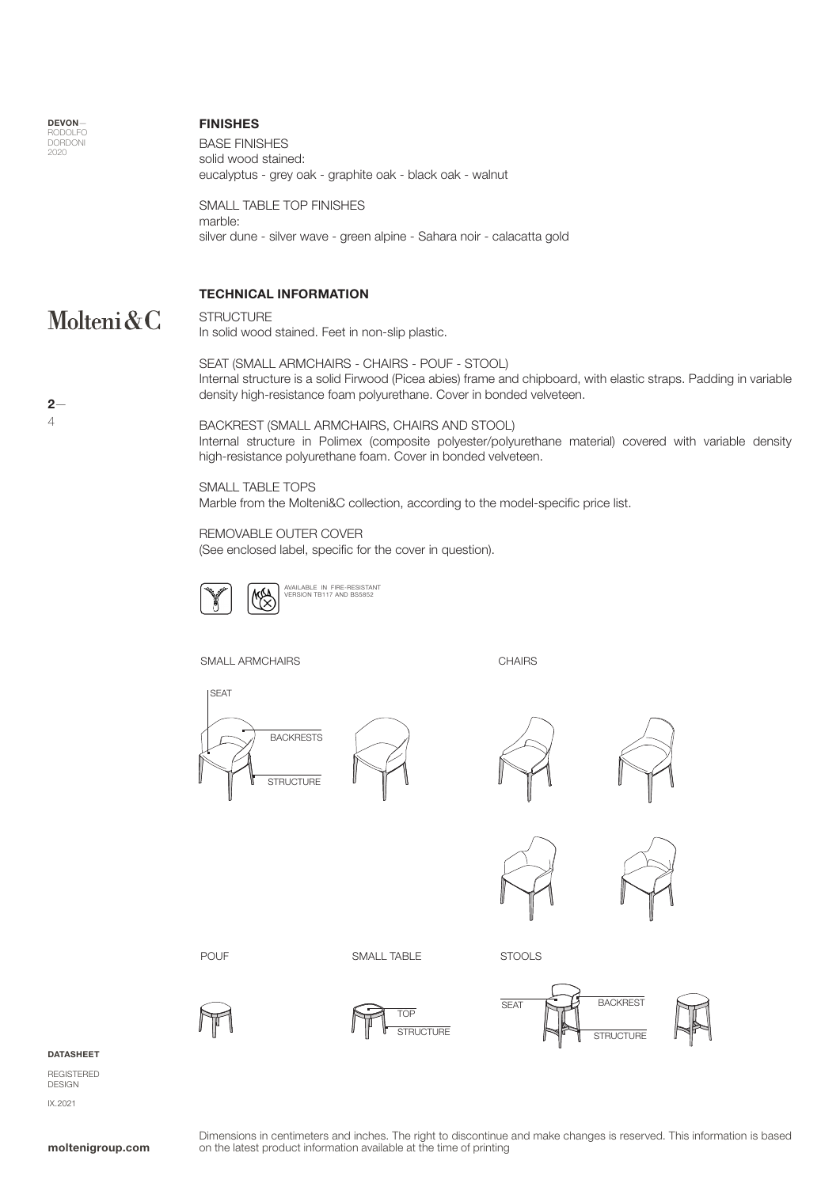## FINISHES

BASE FINISHES
solid wood stained:
eucalyptus - grey oak - graphite oak - black oak - walnut

SMALL TABLE TOP FINISHES
marble:
silver dune - silver wave - green alpine - Sahara noir - calacatta gold

## TECHNICAL INFORMATION

STRUCTURE
In solid wood stained. Feet in non-slip plastic.

SEAT (SMALL ARMCHAIRS - CHAIRS - POUF - STOOL)
Internal structure is a solid Firwood (Picea abies) frame and chipboard, with elastic straps. Padding in variable density high-resistance foam polyurethane. Cover in bonded velveteen.

BACKREST (SMALL ARMCHAIRS, CHAIRS AND STOOL)
Internal structure in Polimex (composite polyester/polyurethane material) covered with variable density high-resistance polyurethane foam. Cover in bonded velveteen.

SMALL TABLE TOPS
Marble from the Molteni&C collection, according to the model-specific price list.

REMOVABLE OUTER COVER
(See enclosed label, specific for the cover in question).

AVAILABLE IN FIRE-RESISTANT VERSION TB117 AND BS5852

SMALL ARMCHAIRS

SEAT
BACKRESTS
STRUCTURE

CHAIRS

POUF

SMALL TABLE

TOP
STRUCTURE

STOOLS

SEAT
BACKREST
STRUCTURE

DATASHEET

REGISTERED DESIGN

IX.2021

Dimensions in centimeters and inches. The right to discontinue and make changes is reserved. This information is based on the latest product information available at the time of printing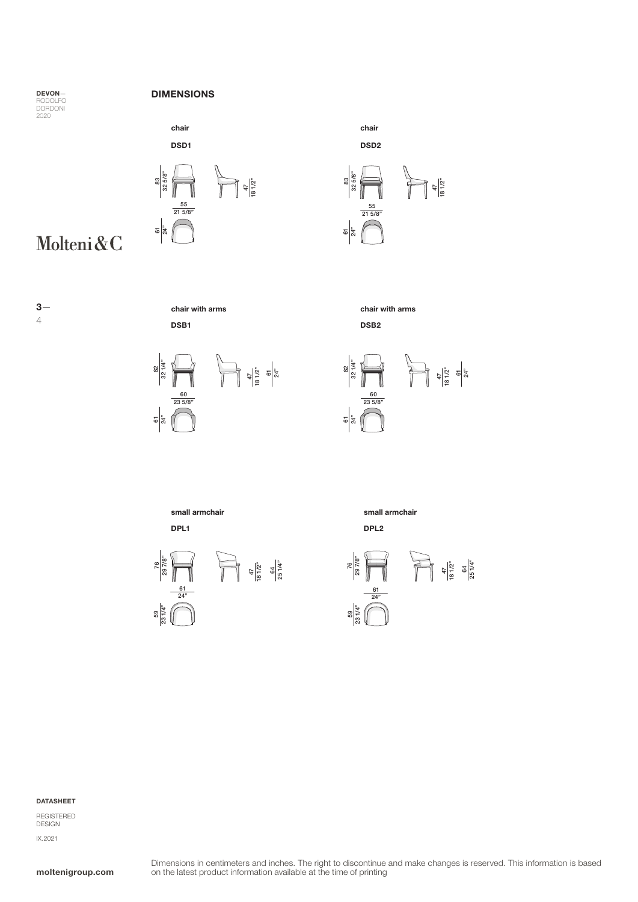**DEVON—**
RODOLFO
DORDONI
2020

Molteni&C

## DIMENSIONS

**chair**

**DSD1**

83 / 32 5/8"

47 / 18 1/2"

55 / 21 5/8"

61 / 24"

**chair**

**DSD2**

83 / 32 5/8"

47 / 18 1/2"

55 / 21 5/8"

61 / 24"

**chair with arms**

**DSB1**

82 / 32 1/4"

47 / 18 1/2"

61 / 24"

60 / 23 5/8"

61 / 24"

**chair with arms**

**DSB2**

82 / 32 1/4"

47 / 18 1/2"

61 / 24"

60 / 23 5/8"

61 / 24"

**small armchair**

**DPL1**

76 / 29 7/8"

47 / 18 1/2"

64 / 25 1/4"

61 / 24"

59 / 23 1/4"

**small armchair**

**DPL2**

76 / 29 7/8"

47 / 18 1/2"

64 / 25 1/4"

61 / 24"

59 / 23 1/4"

**DATASHEET**

REGISTERED
DESIGN

IX.2021

**moltenigroup.com**

Dimensions in centimeters and inches. The right to discontinue and make changes is reserved. This information is based on the latest product information available at the time of printing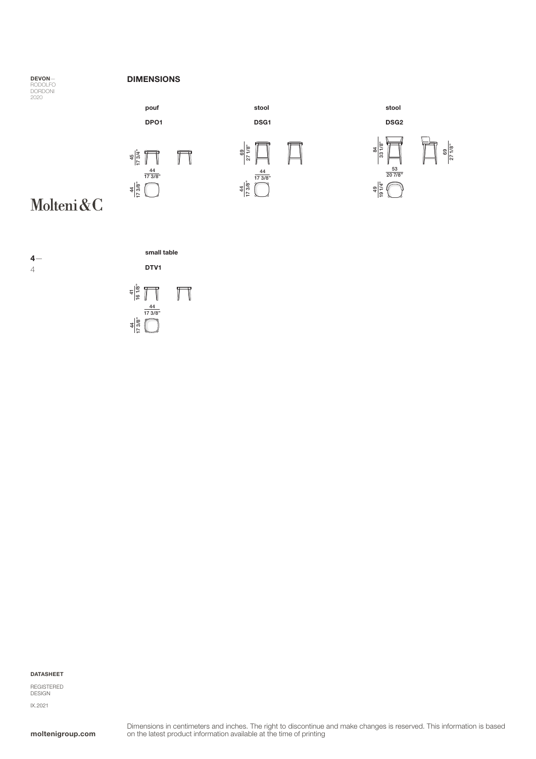DEVON—
RODOLFO
DORDONI
2020

Molteni&C

## DIMENSIONS

**pouf**

**DPO1**

45
17 3/4"

44
17 3/8"

44
17 3/8"

**stool**

**DSG1**

69
27 1/8"

44
17 3/8"

44
17 3/8"

**stool**

**DSG2**

84
33 1/8"

69
27 1/8"

53
20 7/8"

49
19 1/4"

**small table**

**DTV1**

41
16 1/8"

44
17 3/8"

44
17 3/8"

**DATASHEET**

REGISTERED
DESIGN

IX.2021

**moltenigroup.com**

Dimensions in centimeters and inches. The right to discontinue and make changes is reserved. This information is based on the latest product information available at the time of printing